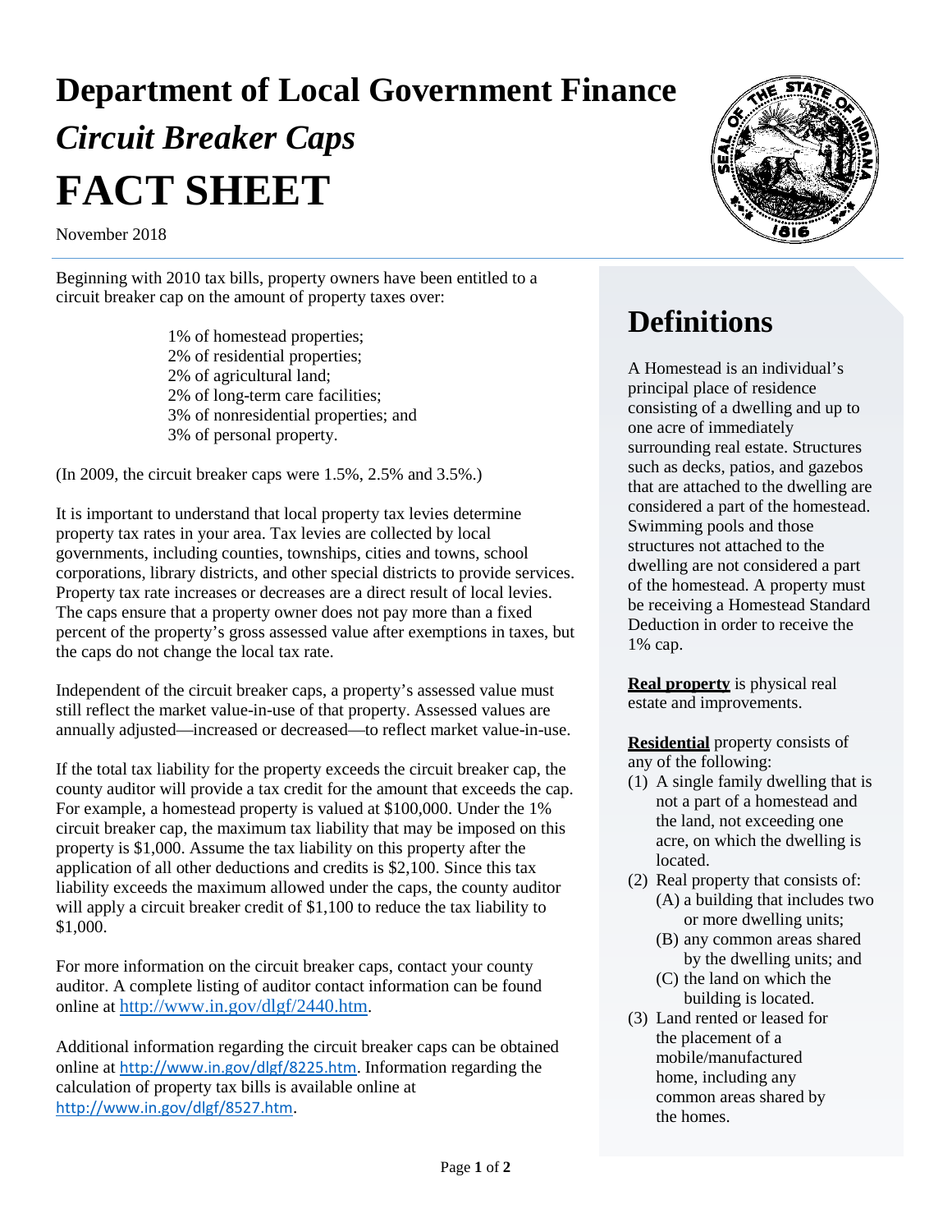# Department of Local Government Finance

## *Circuit Breaker Caps*

# FACT SHEET

November 2018

Beginning with 2010 tax bills, property owners have been entitled to a circuit breaker cap on the amount of property taxes over:

- 1% of homestead properties;
- 2% of residential properties;
- 2% of agricultural land;
- 2% of long-term care facilities;
- 3% of nonresidential properties; and
- 3% of personal property.

(In 2009, the circuit breaker caps were 1.5%, 2.5% and 3.5%.)

It is important to understand that local property tax levies determine property tax rates in your area. Tax levies are collected by local governments, including counties, townships, cities and towns, school corporations, library districts, and other special districts to provide services. Property tax rate increases or decreases are a direct result of local levies. The caps ensure that a property owner does not pay more than a fixed percent of the property's gross assessed value after exemptions in taxes, but the caps do not change the local tax rate.

Independent of the circuit breaker caps, a property's assessed value must still reflect the market value-in-use of that property. Assessed values are annually adjusted—increased or decreased—to reflect market value-in-use.

If the total tax liability for the property exceeds the circuit breaker cap, the county auditor will provide a tax credit for the amount that exceeds the cap. For example, a homestead property is valued at $100,000. Under the 1% circuit breaker cap, the maximum tax liability that may be imposed on this property is $1,000. Assume the tax liability on this property after the application of all other deductions and credits is $2,100. Since this tax liability exceeds the maximum allowed under the caps, the county auditor will apply a circuit breaker credit of $1,100 to reduce the tax liability to $1,000.

For more information on the circuit breaker caps, contact your county auditor. A complete listing of auditor contact information can be found online at http://www.in.gov/dlgf/2440.htm.

Additional information regarding the circuit breaker caps can be obtained online at http://www.in.gov/dlgf/8225.htm. Information regarding the calculation of property tax bills is available online at http://www.in.gov/dlgf/8527.htm.

## Definitions

A Homestead is an individual's principal place of residence consisting of a dwelling and up to one acre of immediately surrounding real estate. Structures such as decks, patios, and gazebos that are attached to the dwelling are considered a part of the homestead. Swimming pools and those structures not attached to the dwelling are not considered a part of the homestead. A property must be receiving a Homestead Standard Deduction in order to receive the 1% cap.

**Real property** is physical real estate and improvements.

**Residential** property consists of any of the following:

1. A single family dwelling that is not a part of a homestead and the land, not exceeding one acre, on which the dwelling is located.
2. Real property that consists of:
   - (A) a building that includes two or more dwelling units;
   - (B) any common areas shared by the dwelling units; and
   - (C) the land on which the building is located.
3. Land rented or leased for the placement of a mobile/manufactured home, including any common areas shared by the homes.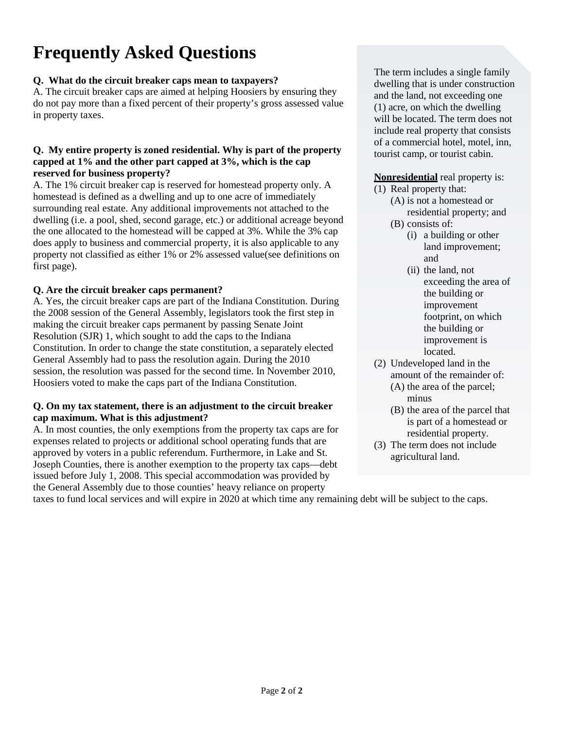# Frequently Asked Questions

**Q. What do the circuit breaker caps mean to taxpayers?**
A. The circuit breaker caps are aimed at helping Hoosiers by ensuring they do not pay more than a fixed percent of their property's gross assessed value in property taxes.

**Q. My entire property is zoned residential. Why is part of the property capped at 1% and the other part capped at 3%, which is the cap reserved for business property?**
A. The 1% circuit breaker cap is reserved for homestead property only. A homestead is defined as a dwelling and up to one acre of immediately surrounding real estate. Any additional improvements not attached to the dwelling (i.e. a pool, shed, second garage, etc.) or additional acreage beyond the one allocated to the homestead will be capped at 3%. While the 3% cap does apply to business and commercial property, it is also applicable to any property not classified as either 1% or 2% assessed value(see definitions on first page).

**Q. Are the circuit breaker caps permanent?**
A. Yes, the circuit breaker caps are part of the Indiana Constitution. During the 2008 session of the General Assembly, legislators took the first step in making the circuit breaker caps permanent by passing Senate Joint Resolution (SJR) 1, which sought to add the caps to the Indiana Constitution. In order to change the state constitution, a separately elected General Assembly had to pass the resolution again. During the 2010 session, the resolution was passed for the second time. In November 2010, Hoosiers voted to make the caps part of the Indiana Constitution.

**Q. On my tax statement, there is an adjustment to the circuit breaker cap maximum. What is this adjustment?**
A. In most counties, the only exemptions from the property tax caps are for expenses related to projects or additional school operating funds that are approved by voters in a public referendum. Furthermore, in Lake and St. Joseph Counties, there is another exemption to the property tax caps—debt issued before July 1, 2008. This special accommodation was provided by the General Assembly due to those counties' heavy reliance on property taxes to fund local services and will expire in 2020 at which time any remaining debt will be subject to the caps.

The term includes a single family dwelling that is under construction and the land, not exceeding one (1) acre, on which the dwelling will be located. The term does not include real property that consists of a commercial hotel, motel, inn, tourist camp, or tourist cabin.

**Nonresidential** real property is:

(1) Real property that:
- (A) is not a homestead or residential property; and
- (B) consists of:
  - (i) a building or other land improvement; and
  - (ii) the land, not exceeding the area of the building or improvement footprint, on which the building or improvement is located.

(2) Undeveloped land in the amount of the remainder of:
- (A) the area of the parcel; minus
- (B) the area of the parcel that is part of a homestead or residential property.

(3) The term does not include agricultural land.